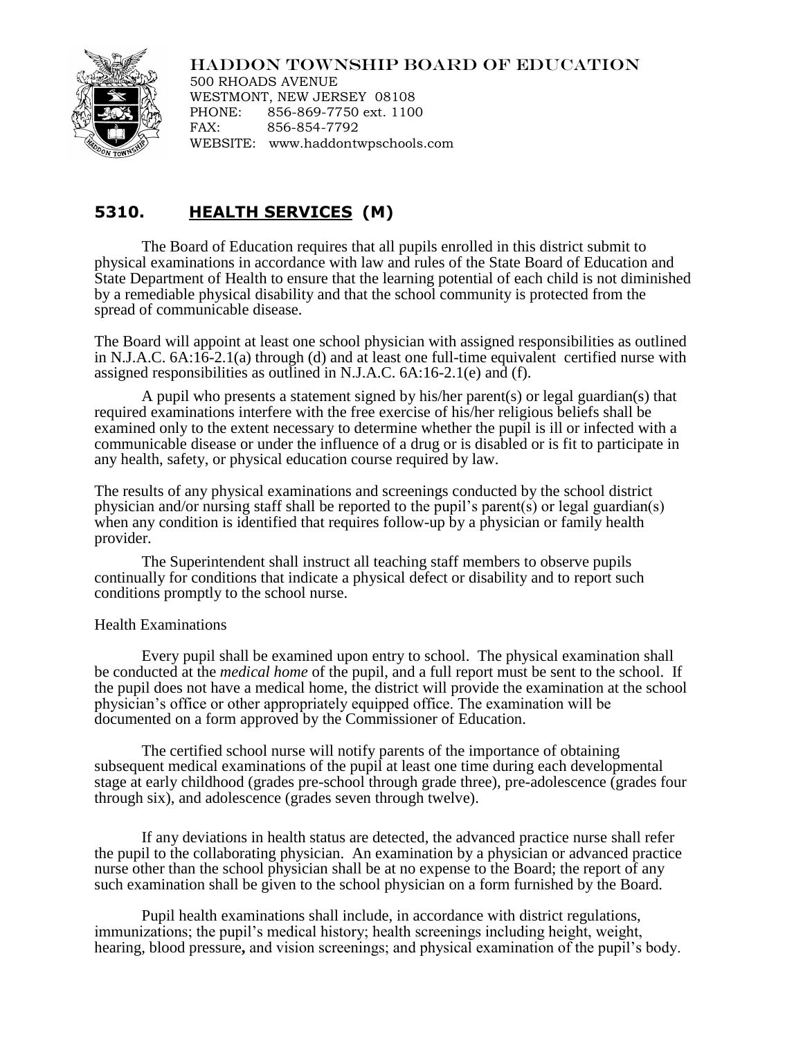HADDON TOWNSHIP BOARD OF EDUCATION
500 RHOADS AVENUE
WESTMONT, NEW JERSEY 08108
PHONE: 856-869-7750 ext. 1100
FAX: 856-854-7792
WEBSITE: www.haddontwpschools.com

# 5310. HEALTH SERVICES (M)

The Board of Education requires that all pupils enrolled in this district submit to physical examinations in accordance with law and rules of the State Board of Education and State Department of Health to ensure that the learning potential of each child is not diminished by a remediable physical disability and that the school community is protected from the spread of communicable disease.

The Board will appoint at least one school physician with assigned responsibilities as outlined in N.J.A.C. 6A:16-2.1(a) through (d) and at least one full-time equivalent certified nurse with assigned responsibilities as outlined in N.J.A.C. 6A:16-2.1(e) and (f).

A pupil who presents a statement signed by his/her parent(s) or legal guardian(s) that required examinations interfere with the free exercise of his/her religious beliefs shall be examined only to the extent necessary to determine whether the pupil is ill or infected with a communicable disease or under the influence of a drug or is disabled or is fit to participate in any health, safety, or physical education course required by law.

The results of any physical examinations and screenings conducted by the school district physician and/or nursing staff shall be reported to the pupil's parent(s) or legal guardian(s) when any condition is identified that requires follow-up by a physician or family health provider.

The Superintendent shall instruct all teaching staff members to observe pupils continually for conditions that indicate a physical defect or disability and to report such conditions promptly to the school nurse.

## Health Examinations

Every pupil shall be examined upon entry to school. The physical examination shall be conducted at the *medical home* of the pupil, and a full report must be sent to the school. If the pupil does not have a medical home, the district will provide the examination at the school physician's office or other appropriately equipped office. The examination will be documented on a form approved by the Commissioner of Education.

The certified school nurse will notify parents of the importance of obtaining subsequent medical examinations of the pupil at least one time during each developmental stage at early childhood (grades pre-school through grade three), pre-adolescence (grades four through six), and adolescence (grades seven through twelve).

If any deviations in health status are detected, the advanced practice nurse shall refer the pupil to the collaborating physician. An examination by a physician or advanced practice nurse other than the school physician shall be at no expense to the Board; the report of any such examination shall be given to the school physician on a form furnished by the Board.

Pupil health examinations shall include, in accordance with district regulations, immunizations; the pupil's medical history; health screenings including height, weight, hearing, blood pressure**,** and vision screenings; and physical examination of the pupil's body.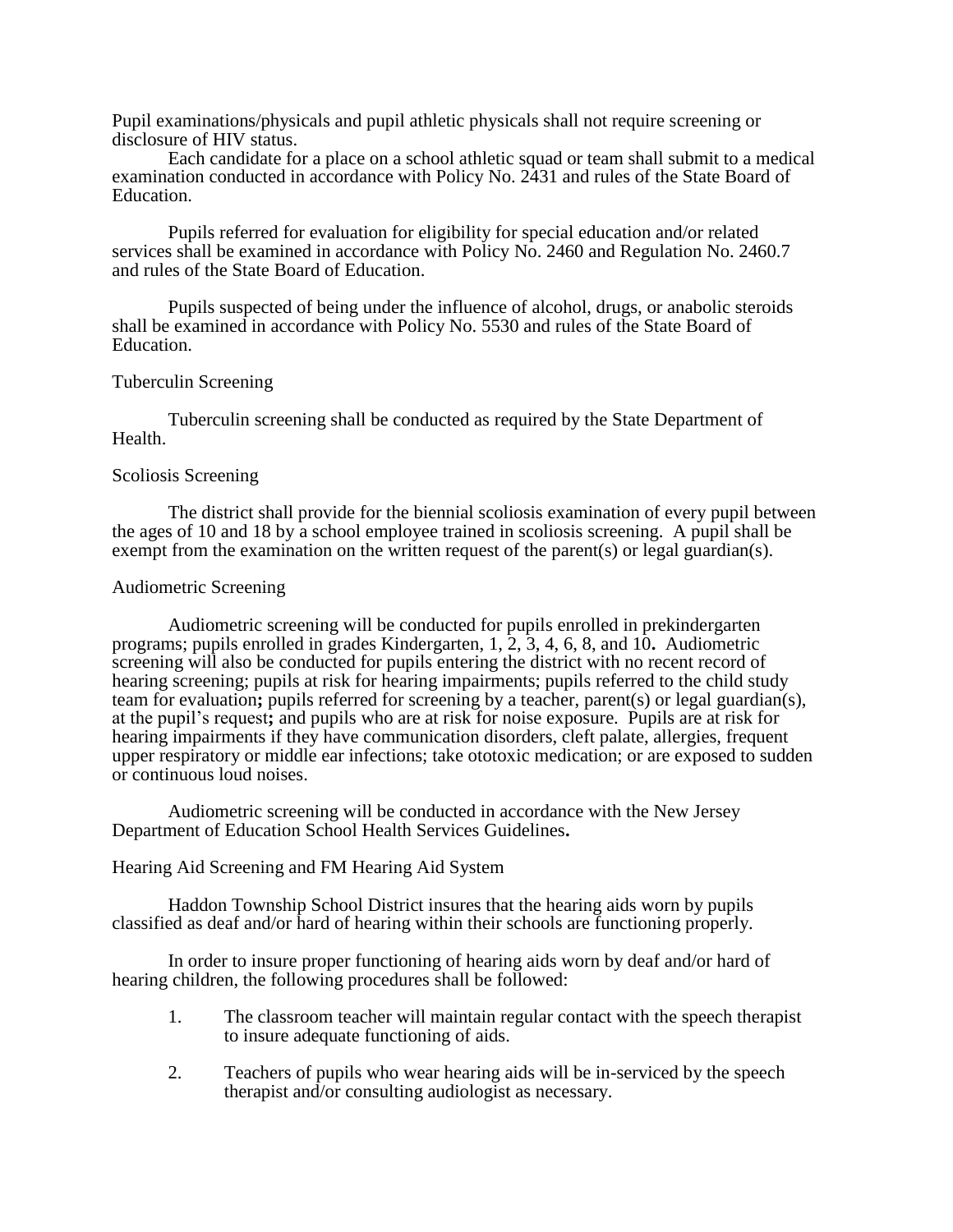Pupil examinations/physicals and pupil athletic physicals shall not require screening or disclosure of HIV status.

Each candidate for a place on a school athletic squad or team shall submit to a medical examination conducted in accordance with Policy No. 2431 and rules of the State Board of Education.

Pupils referred for evaluation for eligibility for special education and/or related services shall be examined in accordance with Policy No. 2460 and Regulation No. 2460.7 and rules of the State Board of Education.

Pupils suspected of being under the influence of alcohol, drugs, or anabolic steroids shall be examined in accordance with Policy No. 5530 and rules of the State Board of Education.

Tuberculin Screening

Tuberculin screening shall be conducted as required by the State Department of Health.

Scoliosis Screening

The district shall provide for the biennial scoliosis examination of every pupil between the ages of 10 and 18 by a school employee trained in scoliosis screening. A pupil shall be exempt from the examination on the written request of the parent(s) or legal guardian(s).

Audiometric Screening

Audiometric screening will be conducted for pupils enrolled in prekindergarten programs; pupils enrolled in grades Kindergarten, 1, 2, 3, 4, 6, 8, and 10**.** Audiometric screening will also be conducted for pupils entering the district with no recent record of hearing screening; pupils at risk for hearing impairments; pupils referred to the child study team for evaluation**;** pupils referred for screening by a teacher, parent(s) or legal guardian(s), at the pupil's request**;** and pupils who are at risk for noise exposure. Pupils are at risk for hearing impairments if they have communication disorders, cleft palate, allergies, frequent upper respiratory or middle ear infections; take ototoxic medication; or are exposed to sudden or continuous loud noises.

Audiometric screening will be conducted in accordance with the New Jersey Department of Education School Health Services Guidelines**.**

Hearing Aid Screening and FM Hearing Aid System

Haddon Township School District insures that the hearing aids worn by pupils classified as deaf and/or hard of hearing within their schools are functioning properly.

In order to insure proper functioning of hearing aids worn by deaf and/or hard of hearing children, the following procedures shall be followed:

1. The classroom teacher will maintain regular contact with the speech therapist to insure adequate functioning of aids.

2. Teachers of pupils who wear hearing aids will be in-serviced by the speech therapist and/or consulting audiologist as necessary.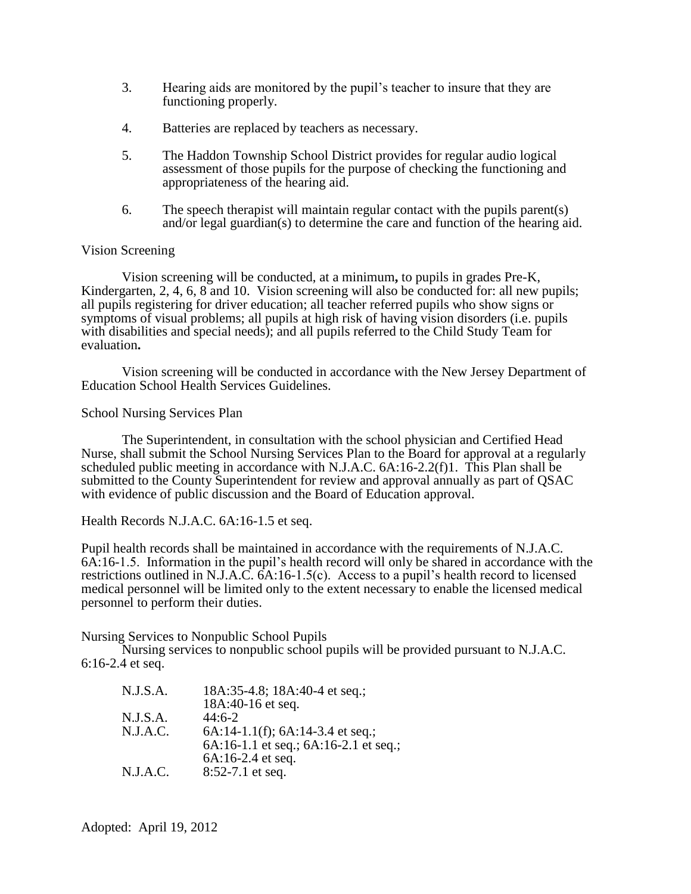3. Hearing aids are monitored by the pupil's teacher to insure that they are functioning properly.

4. Batteries are replaced by teachers as necessary.

5. The Haddon Township School District provides for regular audio logical assessment of those pupils for the purpose of checking the functioning and appropriateness of the hearing aid.

6. The speech therapist will maintain regular contact with the pupils parent(s) and/or legal guardian(s) to determine the care and function of the hearing aid.

Vision Screening

Vision screening will be conducted, at a minimum**,** to pupils in grades Pre-K, Kindergarten, 2, 4, 6, 8 and 10. Vision screening will also be conducted for: all new pupils; all pupils registering for driver education; all teacher referred pupils who show signs or symptoms of visual problems; all pupils at high risk of having vision disorders (i.e. pupils with disabilities and special needs); and all pupils referred to the Child Study Team for evaluation**.**

Vision screening will be conducted in accordance with the New Jersey Department of Education School Health Services Guidelines.

School Nursing Services Plan

The Superintendent, in consultation with the school physician and Certified Head Nurse, shall submit the School Nursing Services Plan to the Board for approval at a regularly scheduled public meeting in accordance with N.J.A.C. 6A:16-2.2(f)1. This Plan shall be submitted to the County Superintendent for review and approval annually as part of QSAC with evidence of public discussion and the Board of Education approval.

Health Records N.J.A.C. 6A:16-1.5 et seq.

Pupil health records shall be maintained in accordance with the requirements of N.J.A.C. 6A:16-1.5. Information in the pupil's health record will only be shared in accordance with the restrictions outlined in N.J.A.C. 6A:16-1.5(c). Access to a pupil's health record to licensed medical personnel will be limited only to the extent necessary to enable the licensed medical personnel to perform their duties.

Nursing Services to Nonpublic School Pupils

Nursing services to nonpublic school pupils will be provided pursuant to N.J.A.C. 6:16-2.4 et seq.

| | |
|---|---|
| N.J.S.A. | 18A:35-4.8; 18A:40-4 et seq.; 18A:40-16 et seq. |
| N.J.S.A. | 44:6-2 |
| N.J.A.C. | 6A:14-1.1(f); 6A:14-3.4 et seq.; 6A:16-1.1 et seq.; 6A:16-2.1 et seq.; 6A:16-2.4 et seq. |
| N.J.A.C. | 8:52-7.1 et seq. |

Adopted: April 19, 2012